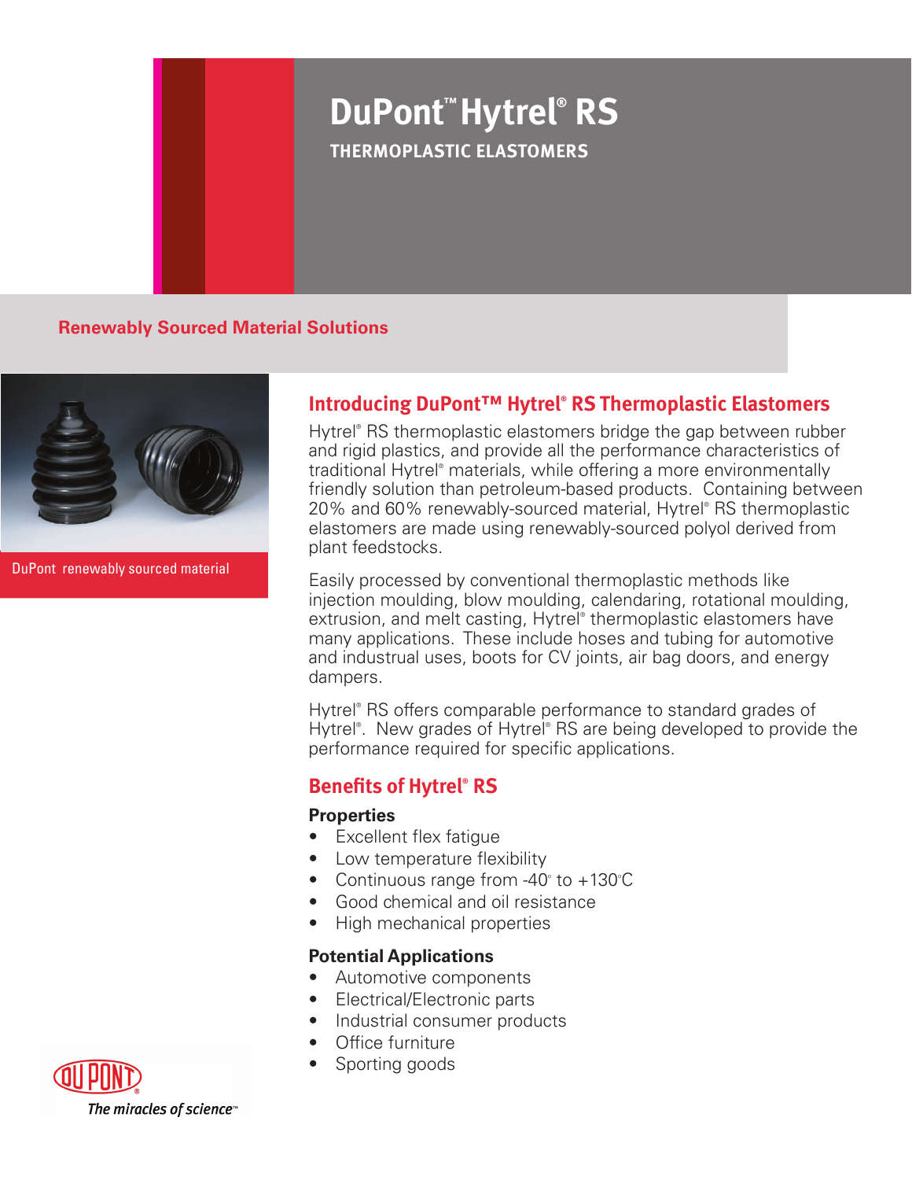# DuPont™ Hytrel® RS

THERMOPLASTIC ELASTOMERS

**Renewably Sourced Material Solutions**

DuPont renewably sourced material

## Introducing DuPont™ Hytrel® RS Thermoplastic Elastomers

Hytrel® RS thermoplastic elastomers bridge the gap between rubber and rigid plastics, and provide all the performance characteristics of traditional Hytrel® materials, while offering a more environmentally friendly solution than petroleum-based products. Containing between 20% and 60% renewably-sourced material, Hytrel® RS thermoplastic elastomers are made using renewably-sourced polyol derived from plant feedstocks.

Easily processed by conventional thermoplastic methods like injection moulding, blow moulding, calendaring, rotational moulding, extrusion, and melt casting, Hytrel® thermoplastic elastomers have many applications. These include hoses and tubing for automotive and industural uses, boots for CV joints, air bag doors, and energy dampers.

Hytrel® RS offers comparable performance to standard grades of Hytrel®. New grades of Hytrel® RS are being developed to provide the performance required for specific applications.

## Benefits of Hytrel® RS

### Properties

- Excellent flex fatigue
- Low temperature flexibility
- Continuous range from -40° to +130°C
- Good chemical and oil resistance
- High mechanical properties

### Potential Applications

- Automotive components
- Electrical/Electronic parts
- Industrial consumer products
- Office furniture
- Sporting goods

DUPONT®
*The miracles of science™*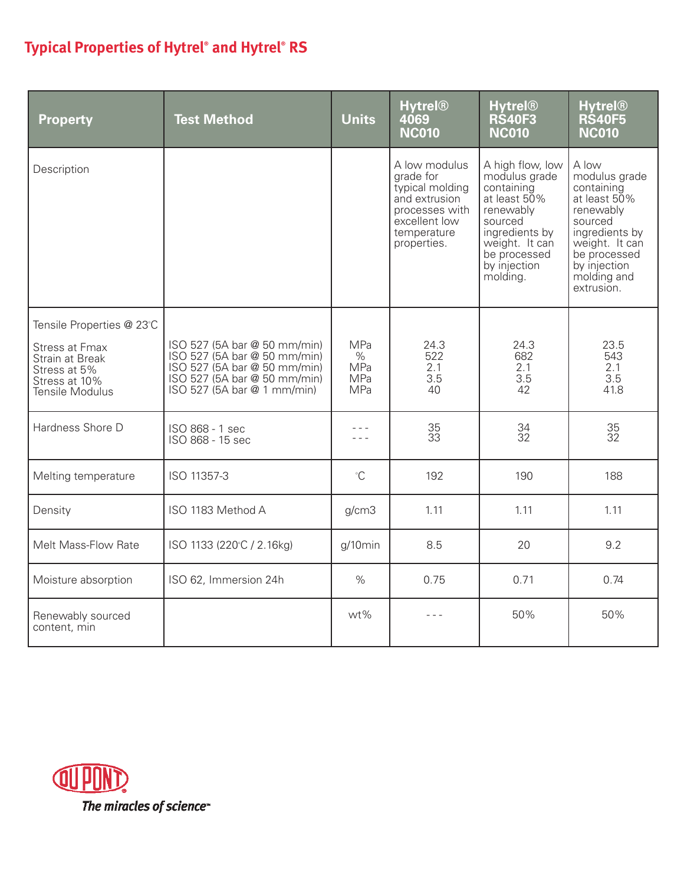## Typical Properties of Hytrel® and Hytrel® RS

| Property | Test Method | Units | Hytrel® 4069 NC010 | Hytrel® RS40F3 NC010 | Hytrel® RS40F5 NC010 |
|---|---|---|---|---|---|
| Description | | | A low modulus grade for typical molding and extrusion processes with excellent low temperature properties. | A high flow, low modulus grade containing at least 50% renewably sourced ingredients by weight. It can be processed by injection molding. | A low modulus grade containing at least 50% renewably sourced ingredients by weight. It can be processed by injection molding and extrusion. |
| Tensile Properties @ 23°C | | | | | |
| Stress at Fmax | ISO 527 (5A bar @ 50 mm/min) | MPa | 24.3 | 24.3 | 23.5 |
| Strain at Break | ISO 527 (5A bar @ 50 mm/min) | % | 522 | 682 | 543 |
| Stress at 5% | ISO 527 (5A bar @ 50 mm/min) | MPa | 2.1 | 2.1 | 2.1 |
| Stress at 10% | ISO 527 (5A bar @ 50 mm/min) | MPa | 3.5 | 3.5 | 3.5 |
| Tensile Modulus | ISO 527 (5A bar @ 1 mm/min) | MPa | 40 | 42 | 41.8 |
| Hardness Shore D | ISO 868 - 1 sec | --- | 35 | 34 | 35 |
| | ISO 868 - 15 sec | --- | 33 | 32 | 32 |
| Melting temperature | ISO 11357-3 | °C | 192 | 190 | 188 |
| Density | ISO 1183 Method A | g/cm3 | 1.11 | 1.11 | 1.11 |
| Melt Mass-Flow Rate | ISO 1133 (220°C / 2.16kg) | g/10min | 8.5 | 20 | 9.2 |
| Moisture absorption | ISO 62, Immersion 24h | % | 0.75 | 0.71 | 0.74 |
| Renewably sourced content, min | | wt% | --- | 50% | 50% |

DUPONT

*The miracles of science™*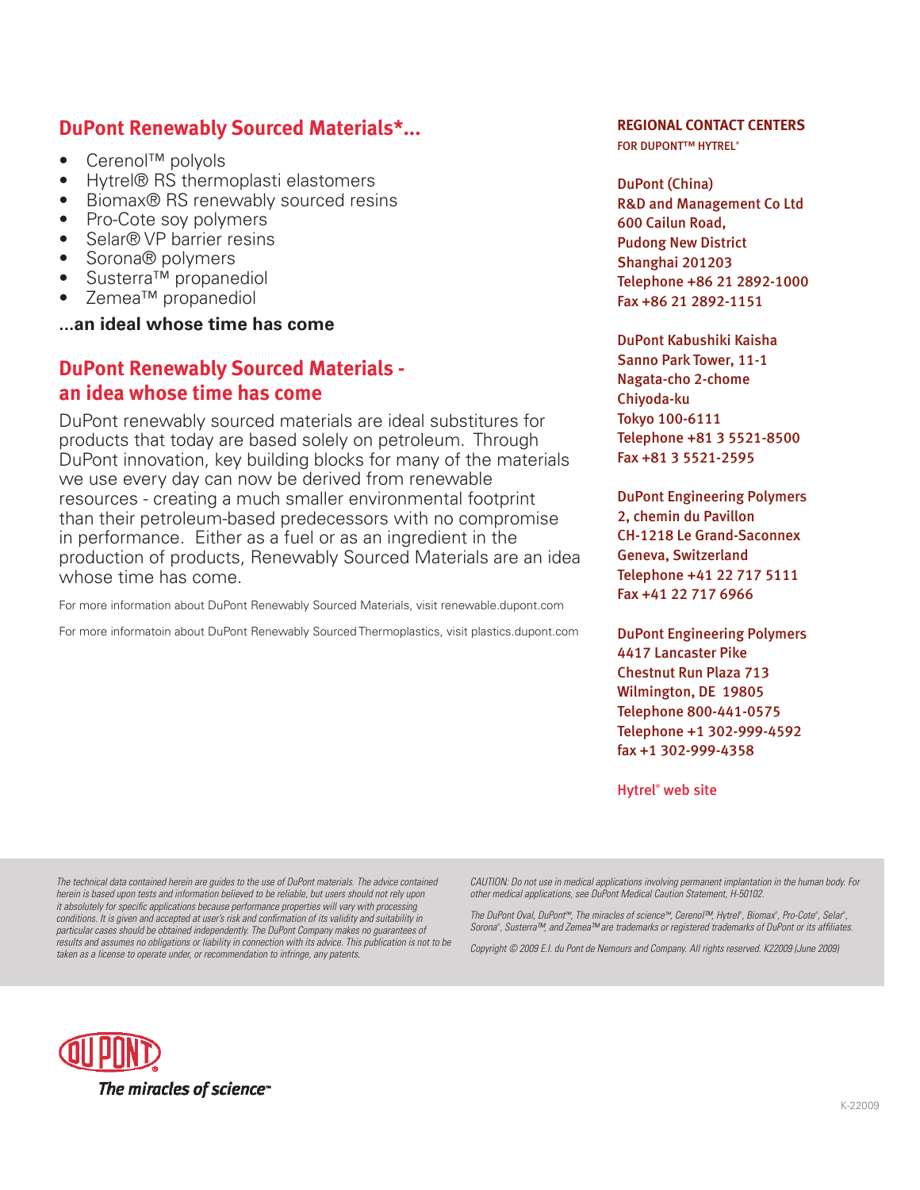## DuPont Renewably Sourced Materials*...

- Cerenol™ polyols
- Hytrel® RS thermoplasti elastomers
- Biomax® RS renewably sourced resins
- Pro-Cote soy polymers
- Selar® VP barrier resins
- Sorona® polymers
- Susterra™ propanediol
- Zemea™ propanediol

**...an ideal whose time has come**

## DuPont Renewably Sourced Materials - an idea whose time has come

DuPont renewably sourced materials are ideal substitures for products that today are based solely on petroleum. Through DuPont innovation, key building blocks for many of the materials we use every day can now be derived from renewable resources - creating a much smaller environmental footprint than their petroleum-based predecessors with no compromise in performance. Either as a fuel or as an ingredient in the production of products, Renewably Sourced Materials are an idea whose time has come.

For more information about DuPont Renewably Sourced Materials, visit renewable.dupont.com

For more informatoin about DuPont Renewably Sourced Thermoplastics, visit plastics.dupont.com

### REGIONAL CONTACT CENTERS

FOR DUPONT™ HYTREL®

DuPont (China)
R&D and Management Co Ltd
600 Cailun Road,
Pudong New District
Shanghai 201203
Telephone +86 21 2892-1000
Fax +86 21 2892-1151

DuPont Kabushiki Kaisha
Sanno Park Tower, 11-1
Nagata-cho 2-chome
Chiyoda-ku
Tokyo 100-6111
Telephone +81 3 5521-8500
Fax +81 3 5521-2595

DuPont Engineering Polymers
2, chemin du Pavillon
CH-1218 Le Grand-Saconnex
Geneva, Switzerland
Telephone +41 22 717 5111
Fax +41 22 717 6966

DuPont Engineering Polymers
4417 Lancaster Pike
Chestnut Run Plaza 713
Wilmington, DE 19805
Telephone 800-441-0575
Telephone +1 302-999-4592
fax +1 302-999-4358

Hytrel® web site

*The technical data contained herein are guides to the use of DuPont materials. The advice contained herein is based upon tests and information believed to be reliable, but users should not rely upon it absolutely for specific applications because performance properties will vary with processing conditions. It is given and accepted at user's risk and confirmation of its validity and suitability in particular cases should be obtained independently. The DuPont Company makes no guarantees of results and assumes no obligations or liability in connection with its advice. This publication is not to be taken as a license to operate under, or recommendation to infringe, any patents.*

*CAUTION: Do not use in medical applications involving permanent implantation in the human body. For other medical applications, see DuPont Medical Caution Statement, H-50102.*

*The DuPont Oval, DuPont™, The miracles of science™, Cerenol™, Hytrel®, Biomax®, Pro-Cote®, Selar®, Sorona®, Susterra™, and Zemea™ are trademarks or registered trademarks of DuPont or its affiliates.*

*Copyright © 2009 E.I. du Pont de Nemours and Company. All rights reserved. K22009 (June 2009)*

DuPont
The miracles of science™

K-22009